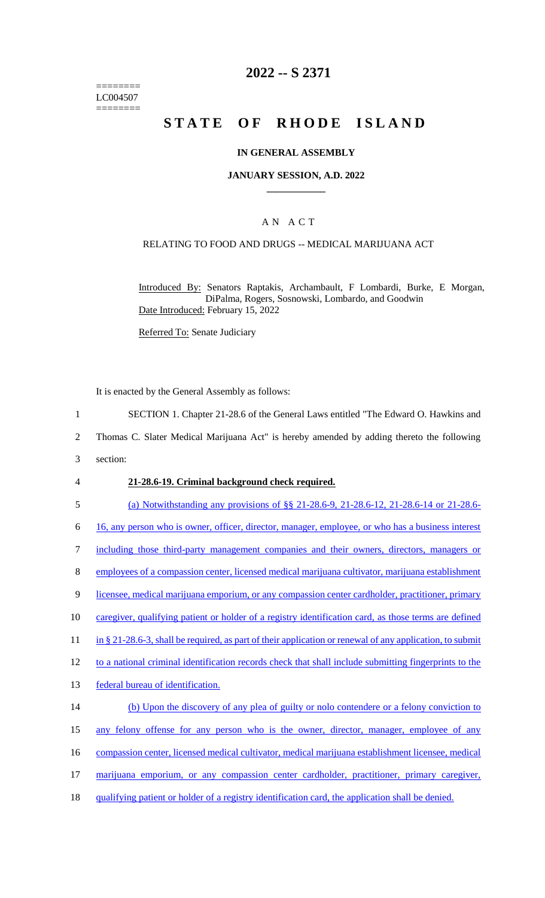========
LC004507
========

# 2022 -- S 2371

# STATE OF RHODE ISLAND

## IN GENERAL ASSEMBLY

### JANUARY SESSION, A.D. 2022

____________

## A N A C T

### RELATING TO FOOD AND DRUGS -- MEDICAL MARIJUANA ACT

Introduced By: Senators Raptakis, Archambault, F Lombardi, Burke, E Morgan, DiPalma, Rogers, Sosnowski, Lombardo, and Goodwin

Date Introduced: February 15, 2022

Referred To: Senate Judiciary

It is enacted by the General Assembly as follows:

1 SECTION 1. Chapter 21-28.6 of the General Laws entitled "The Edward O. Hawkins and
2 Thomas C. Slater Medical Marijuana Act" is hereby amended by adding thereto the following
3 section:

4 **21-28.6-19. Criminal background check required.**

5 (a) Notwithstanding any provisions of §§ 21-28.6-9, 21-28.6-12, 21-28.6-14 or 21-28.6-
6 16, any person who is owner, officer, director, manager, employee, or who has a business interest
7 including those third-party management companies and their owners, directors, managers or
8 employees of a compassion center, licensed medical marijuana cultivator, marijuana establishment
9 licensee, medical marijuana emporium, or any compassion center cardholder, practitioner, primary
10 caregiver, qualifying patient or holder of a registry identification card, as those terms are defined
11 in § 21-28.6-3, shall be required, as part of their application or renewal of any application, to submit
12 to a national criminal identification records check that shall include submitting fingerprints to the
13 federal bureau of identification.

14 (b) Upon the discovery of any plea of guilty or nolo contendere or a felony conviction to
15 any felony offense for any person who is the owner, director, manager, employee of any
16 compassion center, licensed medical cultivator, medical marijuana establishment licensee, medical
17 marijuana emporium, or any compassion center cardholder, practitioner, primary caregiver,
18 qualifying patient or holder of a registry identification card, the application shall be denied.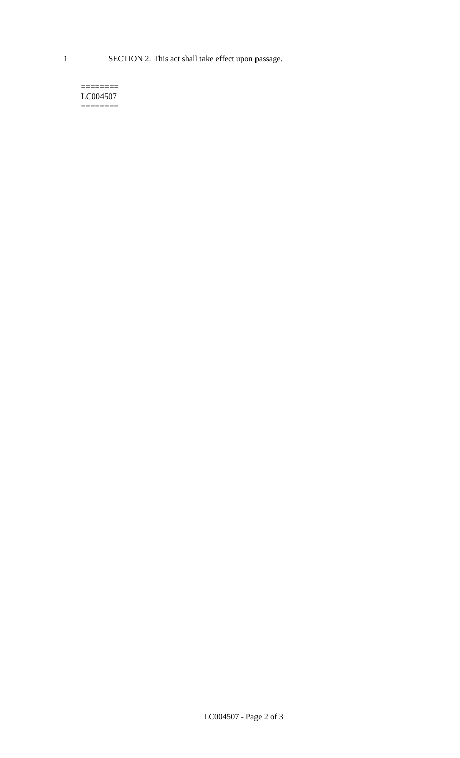SECTION 2. This act shall take effect upon passage.

========
LC004507
========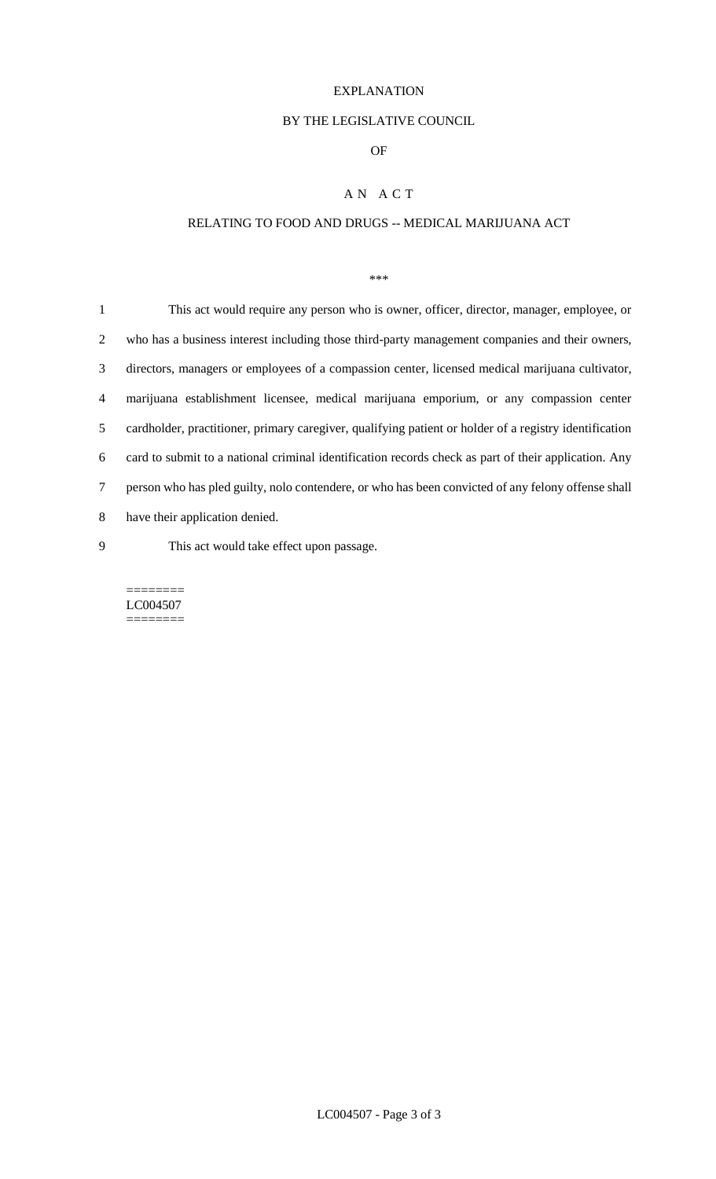EXPLANATION

BY THE LEGISLATIVE COUNCIL

OF

A N A C T

RELATING TO FOOD AND DRUGS -- MEDICAL MARIJUANA ACT

\*\*\*

This act would require any person who is owner, officer, director, manager, employee, or who has a business interest including those third-party management companies and their owners, directors, managers or employees of a compassion center, licensed medical marijuana cultivator, marijuana establishment licensee, medical marijuana emporium, or any compassion center cardholder, practitioner, primary caregiver, qualifying patient or holder of a registry identification card to submit to a national criminal identification records check as part of their application. Any person who has pled guilty, nolo contendere, or who has been convicted of any felony offense shall have their application denied.

This act would take effect upon passage.

========
LC004507
========